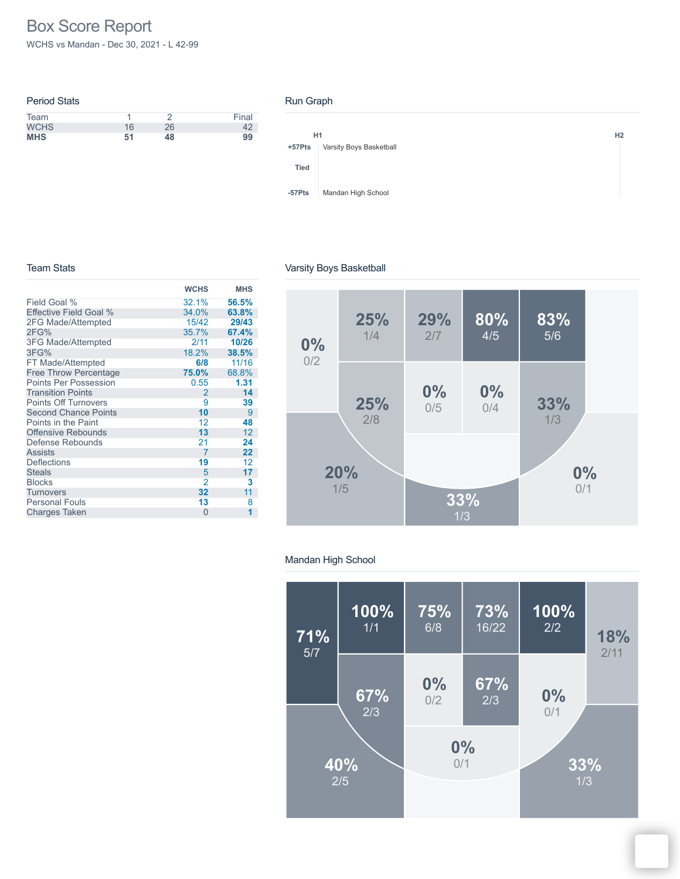# Box Score Report

WCHS vs Mandan - Dec 30, 2021 - L 42-99

## Period Stats

| Team | 1 | 2 | Final |
|---|---|---|---|
| WCHS | 16 | 26 | 42 |
| **MHS** | **51** | **48** | **99** |

## Run Graph

H1 H2

+57Pts Varsity Boys Basketball

Tied

-57Pts Mandan High School

## Team Stats

| | WCHS | MHS |
|---|---|---|
| Field Goal % | 32.1% | **56.5%** |
| Effective Field Goal % | 34.0% | **63.8%** |
| 2FG Made/Attempted | 15/42 | **29/43** |
| 2FG% | 35.7% | **67.4%** |
| 3FG Made/Attempted | 2/11 | **10/26** |
| 3FG% | 18.2% | **38.5%** |
| FT Made/Attempted | **6/8** | 11/16 |
| Free Throw Percentage | **75.0%** | 68.8% |
| Points Per Possession | 0.55 | **1.31** |
| Transition Points | 2 | **14** |
| Points Off Turnovers | 9 | **39** |
| Second Chance Points | **10** | 9 |
| Points in the Paint | 12 | **48** |
| Offensive Rebounds | **13** | 12 |
| Defense Rebounds | 21 | **24** |
| Assists | 7 | **22** |
| Deflections | **19** | 12 |
| Steals | 5 | **17** |
| Blocks | 2 | **3** |
| Turnovers | **32** | 11 |
| Personal Fouls | **13** | 8 |
| Charges Taken | 0 | **1** |

## Varsity Boys Basketball

0% 0/2, 25% 1/4, 29% 2/7, 80% 4/5, 83% 5/6, 25% 2/8, 0% 0/5, 0% 0/4, 33% 1/3, 20% 1/5, 33% 1/3, 0% 0/1

## Mandan High School

71% 5/7, 100% 1/1, 75% 6/8, 73% 16/22, 100% 2/2, 18% 2/11, 67% 2/3, 0% 0/2, 67% 2/3, 0% 0/1, 0% 0/1, 40% 2/5, 33% 1/3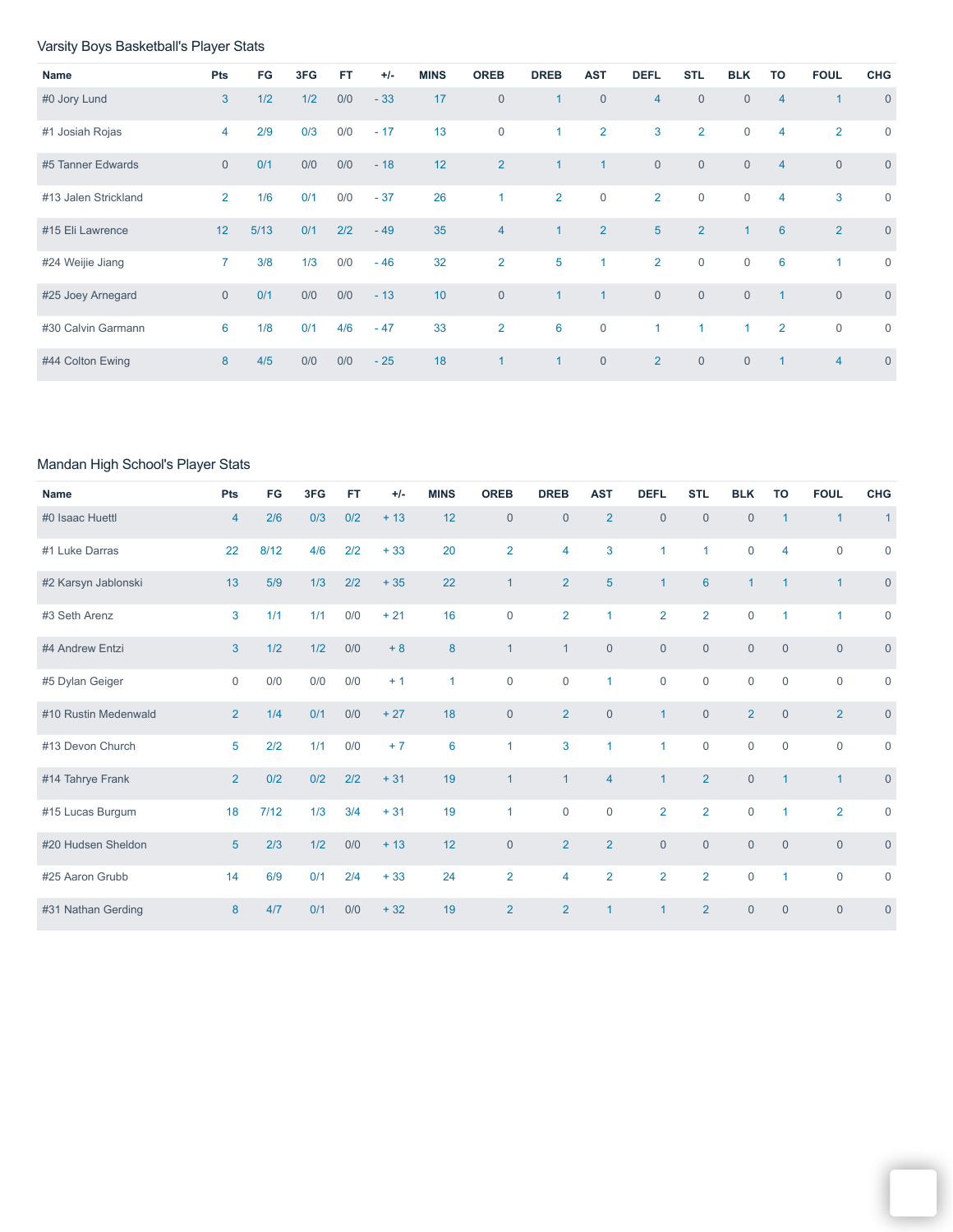Varsity Boys Basketball's Player Stats

| Name | Pts | FG | 3FG | FT | +/- | MINS | OREB | DREB | AST | DEFL | STL | BLK | TO | FOUL | CHG |
|---|---|---|---|---|---|---|---|---|---|---|---|---|---|---|---|
| #0 Jory Lund | 3 | 1/2 | 1/2 | 0/0 | - 33 | 17 | 0 | 1 | 0 | 4 | 0 | 0 | 4 | 1 | 0 |
| #1 Josiah Rojas | 4 | 2/9 | 0/3 | 0/0 | - 17 | 13 | 0 | 1 | 2 | 3 | 2 | 0 | 4 | 2 | 0 |
| #5 Tanner Edwards | 0 | 0/1 | 0/0 | 0/0 | - 18 | 12 | 2 | 1 | 1 | 0 | 0 | 0 | 4 | 0 | 0 |
| #13 Jalen Strickland | 2 | 1/6 | 0/1 | 0/0 | - 37 | 26 | 1 | 2 | 0 | 2 | 0 | 0 | 4 | 3 | 0 |
| #15 Eli Lawrence | 12 | 5/13 | 0/1 | 2/2 | - 49 | 35 | 4 | 1 | 2 | 5 | 2 | 1 | 6 | 2 | 0 |
| #24 Weijie Jiang | 7 | 3/8 | 1/3 | 0/0 | - 46 | 32 | 2 | 5 | 1 | 2 | 0 | 0 | 6 | 1 | 0 |
| #25 Joey Arnegard | 0 | 0/1 | 0/0 | 0/0 | - 13 | 10 | 0 | 1 | 1 | 0 | 0 | 0 | 1 | 0 | 0 |
| #30 Calvin Garmann | 6 | 1/8 | 0/1 | 4/6 | - 47 | 33 | 2 | 6 | 0 | 1 | 1 | 1 | 2 | 0 | 0 |
| #44 Colton Ewing | 8 | 4/5 | 0/0 | 0/0 | - 25 | 18 | 1 | 1 | 0 | 2 | 0 | 0 | 1 | 4 | 0 |

Mandan High School's Player Stats

| Name | Pts | FG | 3FG | FT | +/- | MINS | OREB | DREB | AST | DEFL | STL | BLK | TO | FOUL | CHG |
|---|---|---|---|---|---|---|---|---|---|---|---|---|---|---|---|
| #0 Isaac Huettl | 4 | 2/6 | 0/3 | 0/2 | + 13 | 12 | 0 | 0 | 2 | 0 | 0 | 0 | 1 | 1 | 1 |
| #1 Luke Darras | 22 | 8/12 | 4/6 | 2/2 | + 33 | 20 | 2 | 4 | 3 | 1 | 1 | 0 | 4 | 0 | 0 |
| #2 Karsyn Jablonski | 13 | 5/9 | 1/3 | 2/2 | + 35 | 22 | 1 | 2 | 5 | 1 | 6 | 1 | 1 | 1 | 0 |
| #3 Seth Arenz | 3 | 1/1 | 1/1 | 0/0 | + 21 | 16 | 0 | 2 | 1 | 2 | 2 | 0 | 1 | 1 | 0 |
| #4 Andrew Entzi | 3 | 1/2 | 1/2 | 0/0 | + 8 | 8 | 1 | 1 | 0 | 0 | 0 | 0 | 0 | 0 | 0 |
| #5 Dylan Geiger | 0 | 0/0 | 0/0 | 0/0 | + 1 | 1 | 0 | 0 | 1 | 0 | 0 | 0 | 0 | 0 | 0 |
| #10 Rustin Medenwald | 2 | 1/4 | 0/1 | 0/0 | + 27 | 18 | 0 | 2 | 0 | 1 | 0 | 2 | 0 | 2 | 0 |
| #13 Devon Church | 5 | 2/2 | 1/1 | 0/0 | + 7 | 6 | 1 | 3 | 1 | 1 | 0 | 0 | 0 | 0 | 0 |
| #14 Tahrye Frank | 2 | 0/2 | 0/2 | 2/2 | + 31 | 19 | 1 | 1 | 4 | 1 | 2 | 0 | 1 | 1 | 0 |
| #15 Lucas Burgum | 18 | 7/12 | 1/3 | 3/4 | + 31 | 19 | 1 | 0 | 0 | 2 | 2 | 0 | 1 | 2 | 0 |
| #20 Hudsen Sheldon | 5 | 2/3 | 1/2 | 0/0 | + 13 | 12 | 0 | 2 | 2 | 0 | 0 | 0 | 0 | 0 | 0 |
| #25 Aaron Grubb | 14 | 6/9 | 0/1 | 2/4 | + 33 | 24 | 2 | 4 | 2 | 2 | 2 | 0 | 1 | 0 | 0 |
| #31 Nathan Gerding | 8 | 4/7 | 0/1 | 0/0 | + 32 | 19 | 2 | 2 | 1 | 1 | 2 | 0 | 0 | 0 | 0 |